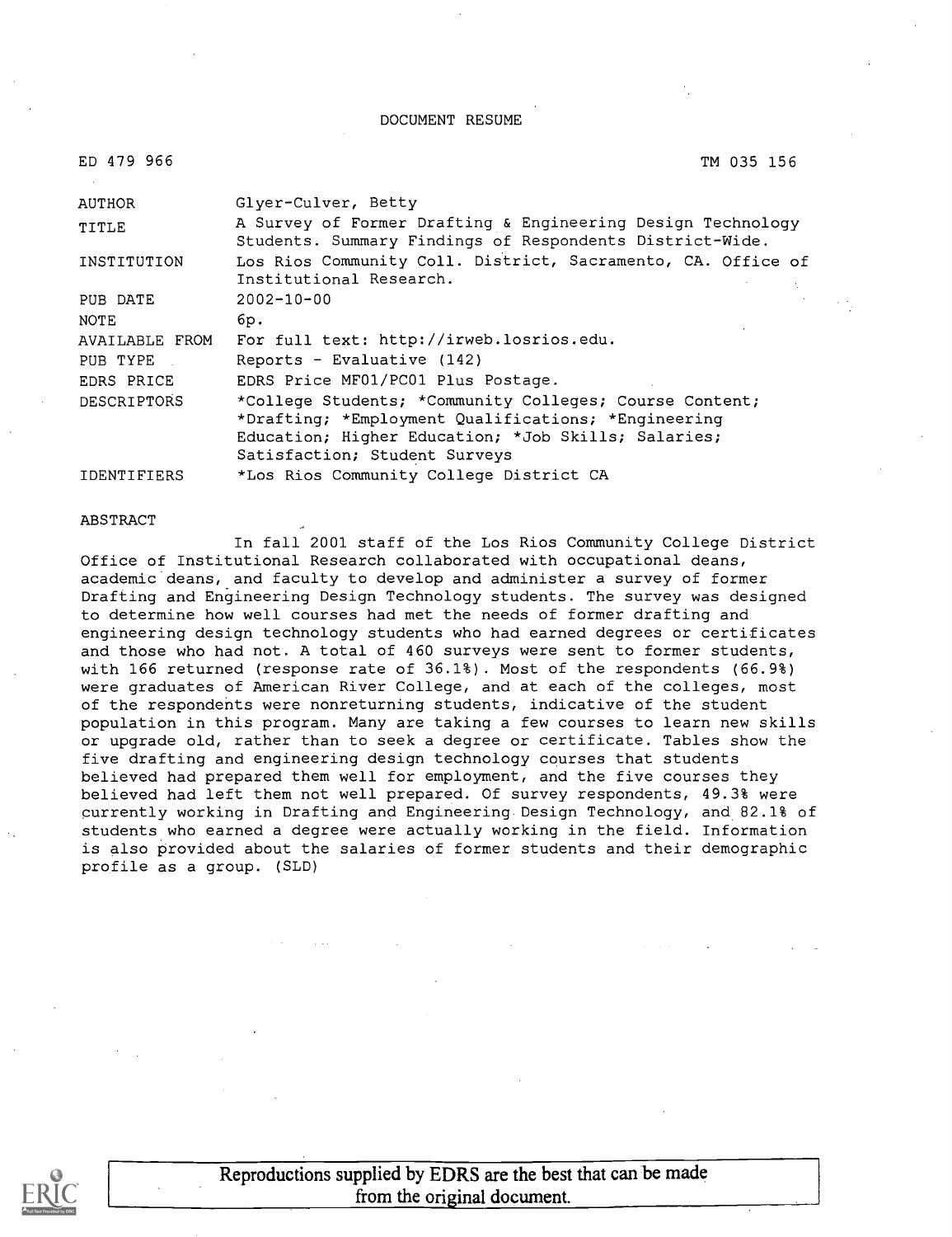DOCUMENT RESUME

ED 479 966 TM 035 156

| | |
|---|---|
| AUTHOR | Glyer-Culver, Betty |
| TITLE | A Survey of Former Drafting & Engineering Design Technology Students. Summary Findings of Respondents District-Wide. |
| INSTITUTION | Los Rios Community Coll. District, Sacramento, CA. Office of Institutional Research. |
| PUB DATE | 2002-10-00 |
| NOTE | 6p. |
| AVAILABLE FROM | For full text: http://irweb.losrios.edu. |
| PUB TYPE | Reports - Evaluative (142) |
| EDRS PRICE | EDRS Price MF01/PC01 Plus Postage. |
| DESCRIPTORS | *College Students; *Community Colleges; Course Content; *Drafting; *Employment Qualifications; *Engineering Education; Higher Education; *Job Skills; Salaries; Satisfaction; Student Surveys |
| IDENTIFIERS | *Los Rios Community College District CA |

ABSTRACT

In fall 2001 staff of the Los Rios Community College District Office of Institutional Research collaborated with occupational deans, academic deans, and faculty to develop and administer a survey of former Drafting and Engineering Design Technology students. The survey was designed to determine how well courses had met the needs of former drafting and engineering design technology students who had earned degrees or certificates and those who had not. A total of 460 surveys were sent to former students, with 166 returned (response rate of 36.1%). Most of the respondents (66.9%) were graduates of American River College, and at each of the colleges, most of the respondents were nonreturning students, indicative of the student population in this program. Many are taking a few courses to learn new skills or upgrade old, rather than to seek a degree or certificate. Tables show the five drafting and engineering design technology courses that students believed had prepared them well for employment, and the five courses they believed had left them not well prepared. Of survey respondents, 49.3% were currently working in Drafting and Engineering Design Technology, and 82.1% of students who earned a degree were actually working in the field. Information is also provided about the salaries of former students and their demographic profile as a group. (SLD)

Reproductions supplied by EDRS are the best that can be made from the original document.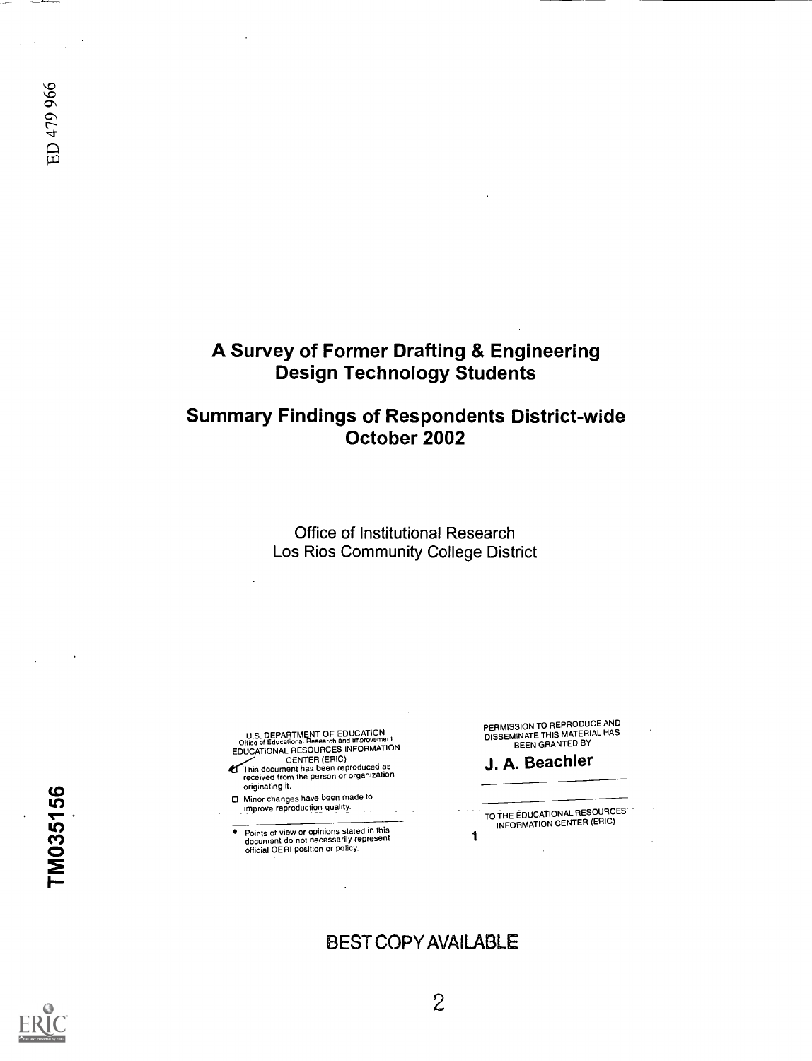ED 479 966

# A Survey of Former Drafting & Engineering Design Technology Students

## Summary Findings of Respondents District-wide October 2002

Office of Institutional Research
Los Rios Community College District

U.S. DEPARTMENT OF EDUCATION
Office of Educational Research and Improvement
EDUCATIONAL RESOURCES INFORMATION CENTER (ERIC)

- This document has been reproduced as received from the person or organization originating it.
- Minor changes have been made to improve reproduction quality.

- Points of view or opinions stated in this document do not necessarily represent official OERI position or policy.

PERMISSION TO REPRODUCE AND DISSEMINATE THIS MATERIAL HAS BEEN GRANTED BY

**J. A. Beachler**

TO THE EDUCATIONAL RESOURCES INFORMATION CENTER (ERIC)

1

TM035156

BEST COPY AVAILABLE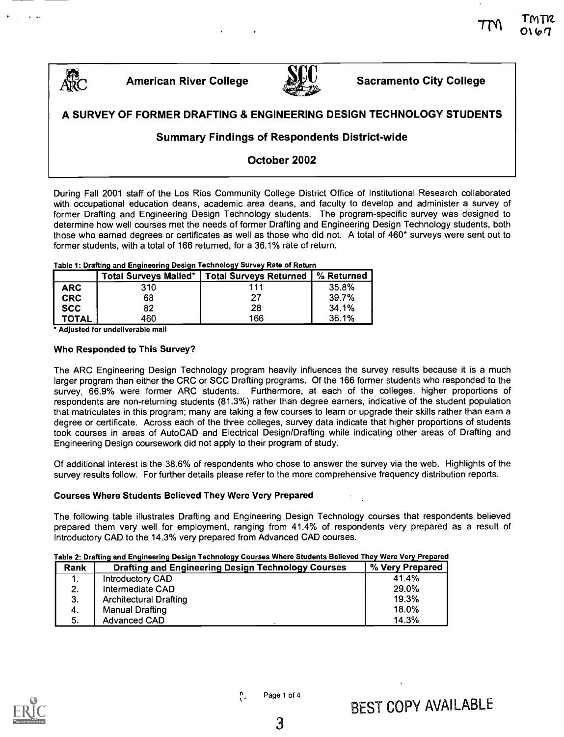American River College | Sacramento City College

# A SURVEY OF FORMER DRAFTING & ENGINEERING DESIGN TECHNOLOGY STUDENTS

## Summary Findings of Respondents District-wide

### October 2002

During Fall 2001 staff of the Los Rios Community College District Office of Institutional Research collaborated with occupational education deans, academic area deans, and faculty to develop and administer a survey of former Drafting and Engineering Design Technology students. The program-specific survey was designed to determine how well courses met the needs of former Drafting and Engineering Design Technology students, both those who earned degrees or certificates as well as those who did not. A total of 460* surveys were sent out to former students, with a total of 166 returned, for a 36.1% rate of return.

**Table 1: Drafting and Engineering Design Technology Survey Rate of Return**

| | Total Surveys Mailed* | Total Surveys Returned | % Returned |
|---|---|---|---|
| **ARC** | 310 | 111 | 35.8% |
| **CRC** | 68 | 27 | 39.7% |
| **SCC** | 82 | 28 | 34.1% |
| **TOTAL** | 460 | 166 | 36.1% |

**\* Adjusted for undeliverable mail**

### Who Responded to This Survey?

The ARC Engineering Design Technology program heavily influences the survey results because it is a much larger program than either the CRC or SCC Drafting programs. Of the 166 former students who responded to the survey, 66.9% were former ARC students. Furthermore, at each of the colleges, higher proportions of respondents are non-returning students (81.3%) rather than degree earners, indicative of the student population that matriculates in this program; many are taking a few courses to learn or upgrade their skills rather than earn a degree or certificate. Across each of the three colleges, survey data indicate that higher proportions of students took courses in areas of AutoCAD and Electrical Design/Drafting while indicating other areas of Drafting and Engineering Design coursework did not apply to their program of study.

Of additional interest is the 38.6% of respondents who chose to answer the survey via the web. Highlights of the survey results follow. For further details please refer to the more comprehensive frequency distribution reports.

### Courses Where Students Believed They Were Very Prepared

The following table illustrates Drafting and Engineering Design Technology courses that respondents believed prepared them very well for employment, ranging from 41.4% of respondents very prepared as a result of Introductory CAD to the 14.3% very prepared from Advanced CAD courses.

**Table 2: Drafting and Engineering Design Technology Courses Where Students Believed They Were Very Prepared**

| Rank | Drafting and Engineering Design Technology Courses | % Very Prepared |
|---|---|---|
| 1. | Introductory CAD | 41.4% |
| 2. | Intermediate CAD | 29.0% |
| 3. | Architectural Drafting | 19.3% |
| 4. | Manual Drafting | 18.0% |
| 5. | Advanced CAD | 14.3% |

BEST COPY AVAILABLE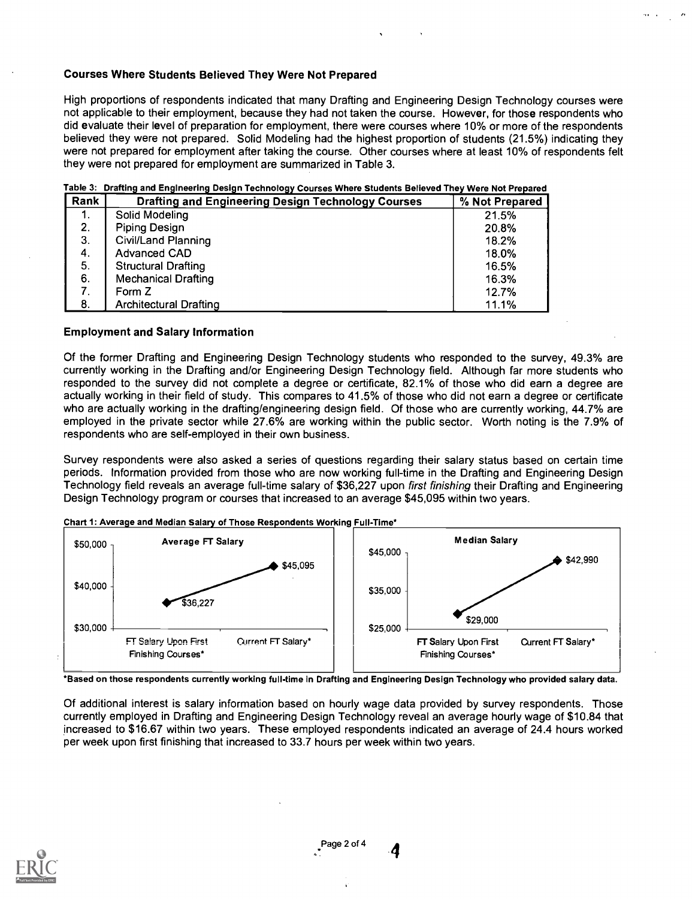### Courses Where Students Believed They Were Not Prepared

High proportions of respondents indicated that many Drafting and Engineering Design Technology courses were not applicable to their employment, because they had not taken the course. However, for those respondents who did evaluate their level of preparation for employment, there were courses where 10% or more of the respondents believed they were not prepared. Solid Modeling had the highest proportion of students (21.5%) indicating they were not prepared for employment after taking the course. Other courses where at least 10% of respondents felt they were not prepared for employment are summarized in Table 3.

**Table 3: Drafting and Engineering Design Technology Courses Where Students Believed They Were Not Prepared**

| Rank | Drafting and Engineering Design Technology Courses | % Not Prepared |
|---|---|---|
| 1. | Solid Modeling | 21.5% |
| 2. | Piping Design | 20.8% |
| 3. | Civil/Land Planning | 18.2% |
| 4. | Advanced CAD | 18.0% |
| 5. | Structural Drafting | 16.5% |
| 6. | Mechanical Drafting | 16.3% |
| 7. | Form Z | 12.7% |
| 8. | Architectural Drafting | 11.1% |

### Employment and Salary Information

Of the former Drafting and Engineering Design Technology students who responded to the survey, 49.3% are currently working in the Drafting and/or Engineering Design Technology field. Although far more students who responded to the survey did not complete a degree or certificate, 82.1% of those who did earn a degree are actually working in their field of study. This compares to 41.5% of those who did not earn a degree or certificate who are actually working in the drafting/engineering design field. Of those who are currently working, 44.7% are employed in the private sector while 27.6% are working within the public sector. Worth noting is the 7.9% of respondents who are self-employed in their own business.

Survey respondents were also asked a series of questions regarding their salary status based on certain time periods. Information provided from those who are now working full-time in the Drafting and Engineering Design Technology field reveals an average full-time salary of $36,227 upon *first finishing* their Drafting and Engineering Design Technology program or courses that increased to an average $45,095 within two years.

**Chart 1: Average and Median Salary of Those Respondents Working Full-Time***

| | FT Salary Upon First Finishing Courses* | Current FT Salary* |
|---|---|---|
| Average FT Salary | $36,227 | $45,095 |
| Median Salary | $29,000 | $42,990 |

**\*Based on those respondents currently working full-time in Drafting and Engineering Design Technology who provided salary data.**

Of additional interest is salary information based on hourly wage data provided by survey respondents. Those currently employed in Drafting and Engineering Design Technology reveal an average hourly wage of $10.84 that increased to $16.67 within two years. These employed respondents indicated an average of 24.4 hours worked per week upon first finishing that increased to 33.7 hours per week within two years.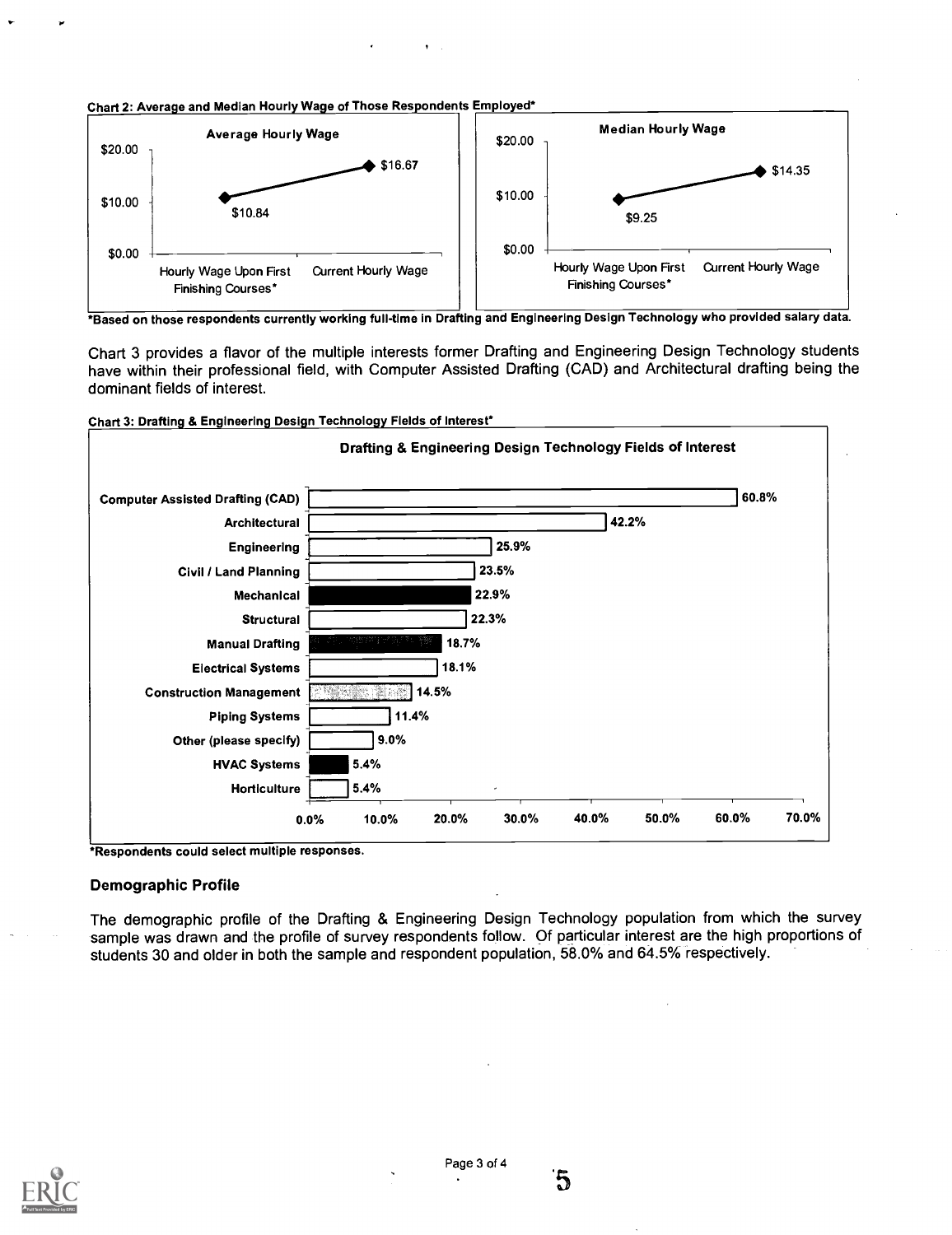**Chart 2: Average and Median Hourly Wage of Those Respondents Employed***

**Average Hourly Wage**

| | Hourly Wage Upon First Finishing Courses* | Current Hourly Wage |
|---|---|---|
| Average Hourly Wage | $10.84 | $16.67 |

**Median Hourly Wage**

| | Hourly Wage Upon First Finishing Courses* | Current Hourly Wage |
|---|---|---|
| Median Hourly Wage | $9.25 | $14.35 |

*Based on those respondents currently working full-time in Drafting and Engineering Design Technology who provided salary data.

Chart 3 provides a flavor of the multiple interests former Drafting and Engineering Design Technology students have within their professional field, with Computer Assisted Drafting (CAD) and Architectural drafting being the dominant fields of interest.

**Chart 3: Drafting & Engineering Design Technology Fields of Interest***

**Drafting & Engineering Design Technology Fields of Interest**

| Field | Percent |
|---|---|
| Computer Assisted Drafting (CAD) | 60.8% |
| Architectural | 42.2% |
| Engineering | 25.9% |
| Civil / Land Planning | 23.5% |
| Mechanical | 22.9% |
| Structural | 22.3% |
| Manual Drafting | 18.7% |
| Electrical Systems | 18.1% |
| Construction Management | 14.5% |
| Piping Systems | 11.4% |
| Other (please specify) | 9.0% |
| HVAC Systems | 5.4% |
| Horticulture | 5.4% |

*Respondents could select multiple responses.

## Demographic Profile

The demographic profile of the Drafting & Engineering Design Technology population from which the survey sample was drawn and the profile of survey respondents follow. Of particular interest are the high proportions of students 30 and older in both the sample and respondent population, 58.0% and 64.5% respectively.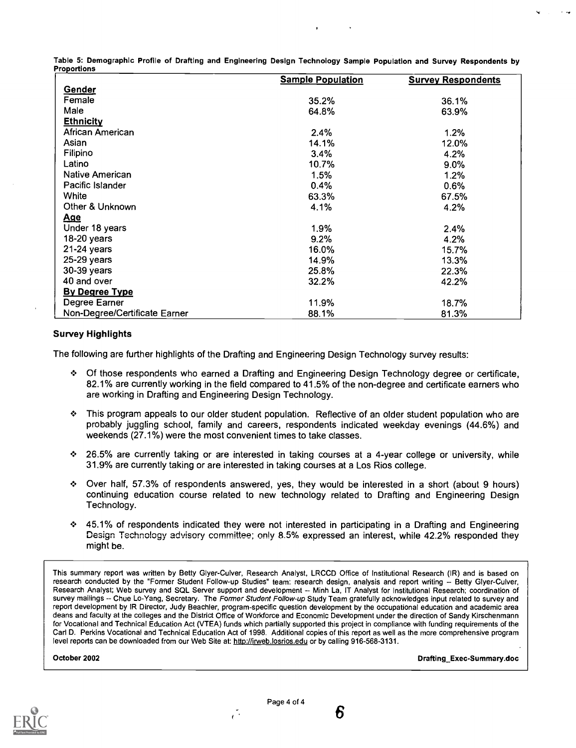Table 5: Demographic Profile of Drafting and Engineering Design Technology Sample Population and Survey Respondents by Proportions

| | Sample Population | Survey Respondents |
|---|---|---|
| **Gender** | | |
| Female | 35.2% | 36.1% |
| Male | 64.8% | 63.9% |
| **Ethnicity** | | |
| African American | 2.4% | 1.2% |
| Asian | 14.1% | 12.0% |
| Filipino | 3.4% | 4.2% |
| Latino | 10.7% | 9.0% |
| Native American | 1.5% | 1.2% |
| Pacific Islander | 0.4% | 0.6% |
| White | 63.3% | 67.5% |
| Other & Unknown | 4.1% | 4.2% |
| **Age** | | |
| Under 18 years | 1.9% | 2.4% |
| 18-20 years | 9.2% | 4.2% |
| 21-24 years | 16.0% | 15.7% |
| 25-29 years | 14.9% | 13.3% |
| 30-39 years | 25.8% | 22.3% |
| 40 and over | 32.2% | 42.2% |
| **By Degree Type** | | |
| Degree Earner | 11.9% | 18.7% |
| Non-Degree/Certificate Earner | 88.1% | 81.3% |

### Survey Highlights

The following are further highlights of the Drafting and Engineering Design Technology survey results:

- Of those respondents who earned a Drafting and Engineering Design Technology degree or certificate, 82.1% are currently working in the field compared to 41.5% of the non-degree and certificate earners who are working in Drafting and Engineering Design Technology.
- This program appeals to our older student population. Reflective of an older student population who are probably juggling school, family and careers, respondents indicated weekday evenings (44.6%) and weekends (27.1%) were the most convenient times to take classes.
- 26.5% are currently taking or are interested in taking courses at a 4-year college or university, while 31.9% are currently taking or are interested in taking courses at a Los Rios college.
- Over half, 57.3% of respondents answered, yes, they would be interested in a short (about 9 hours) continuing education course related to new technology related to Drafting and Engineering Design Technology.
- 45.1% of respondents indicated they were not interested in participating in a Drafting and Engineering Design Technology advisory committee; only 8.5% expressed an interest, while 42.2% responded they might be.

This summary report was written by Betty Glyer-Culver, Research Analyst, LRCCD Office of Institutional Research (IR) and is based on research conducted by the "Former Student Follow-up Studies" team: research design, analysis and report writing -- Betty Glyer-Culver, Research Analyst; Web survey and SQL Server support and development -- Minh La, IT Analyst for Institutional Research; coordination of survey mailings -- Chue Lo-Yang, Secretary. The *Former Student Follow-up* Study Team gratefully acknowledges input related to survey and report development by IR Director, Judy Beachler, program-specific question development by the occupational education and academic area deans and faculty at the colleges and the District Office of Workforce and Economic Development under the direction of Sandy Kirschenmann for Vocational and Technical Education Act (VTEA) funds which partially supported this project in compliance with funding requirements of the Carl D. Perkins Vocational and Technical Education Act of 1998. Additional copies of this report as well as the more comprehensive program level reports can be downloaded from our Web Site at: http://irweb.losrios.edu or by calling 916-568-3131.

**October 2002** **Drafting_Exec-Summary.doc**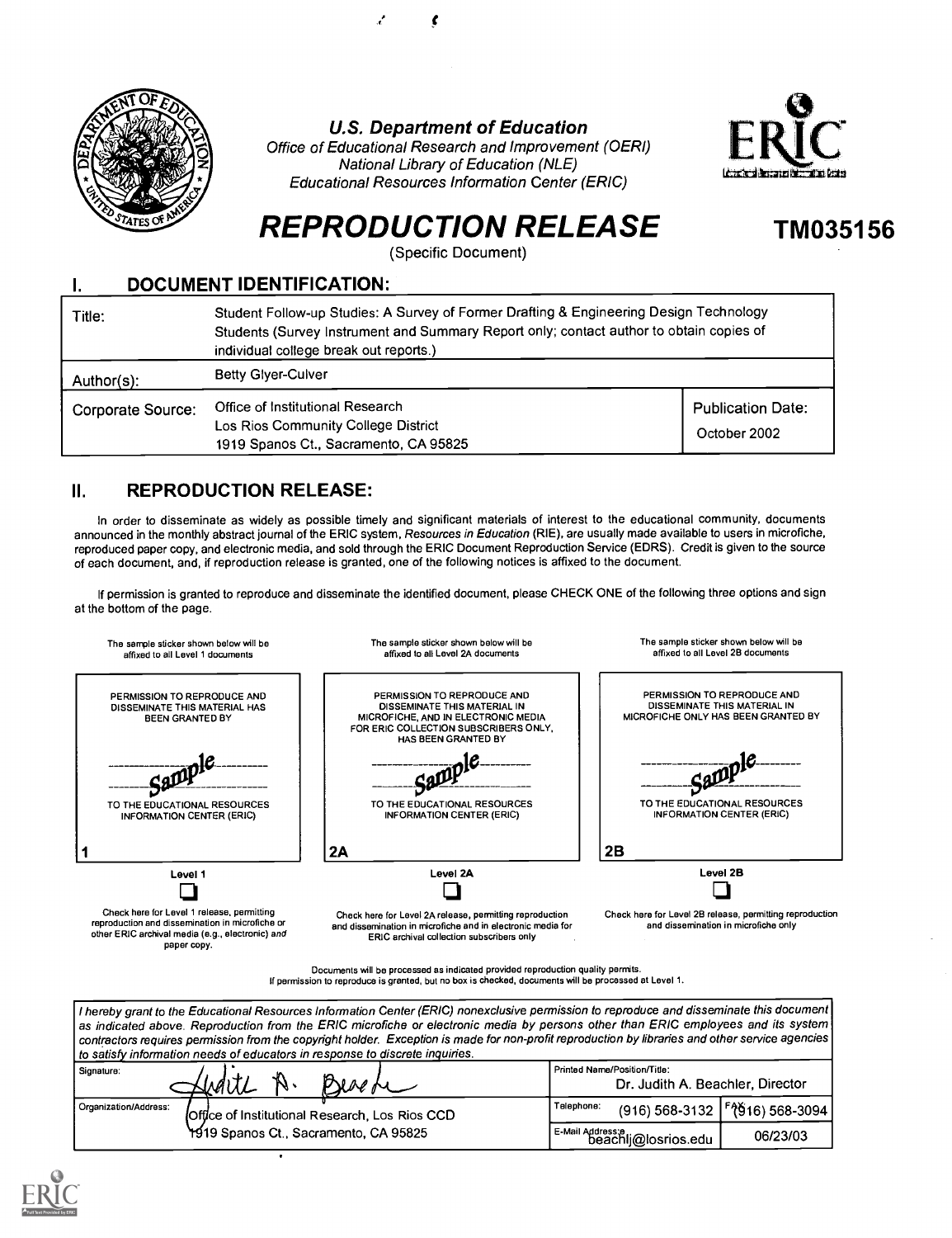**U.S. Department of Education**
*Office of Educational Research and Improvement (OERI)*
*National Library of Education (NLE)*
*Educational Resources Information Center (ERIC)*

# REPRODUCTION RELEASE

(Specific Document)

**TM035156**

## I. DOCUMENT IDENTIFICATION:

| | | |
|---|---|---|
| Title: | Student Follow-up Studies: A Survey of Former Drafting & Engineering Design Technology Students (Survey Instrument and Summary Report only; contact author to obtain copies of individual college break out reports.) | |
| Author(s): | Betty Glyer-Culver | |
| Corporate Source: | Office of Institutional Research<br>Los Rios Community College District<br>1919 Spanos Ct., Sacramento, CA 95825 | Publication Date:<br>October 2002 |

## II. REPRODUCTION RELEASE:

In order to disseminate as widely as possible timely and significant materials of interest to the educational community, documents announced in the monthly abstract journal of the ERIC system, *Resources in Education* (RIE), are usually made available to users in microfiche, reproduced paper copy, and electronic media, and sold through the ERIC Document Reproduction Service (EDRS). Credit is given to the source of each document, and, if reproduction release is granted, one of the following notices is affixed to the document.

If permission is granted to reproduce and disseminate the identified document, please CHECK ONE of the following three options and sign at the bottom of the page.

| The sample sticker shown below will be affixed to all Level 1 documents | The sample sticker shown below will be affixed to all Level 2A documents | The sample sticker shown below will be affixed to all Level 2B documents |
|---|---|---|
| PERMISSION TO REPRODUCE AND DISSEMINATE THIS MATERIAL HAS BEEN GRANTED BY<br>Sample<br>TO THE EDUCATIONAL RESOURCES INFORMATION CENTER (ERIC)<br>1 | PERMISSION TO REPRODUCE AND DISSEMINATE THIS MATERIAL IN MICROFICHE, AND IN ELECTRONIC MEDIA FOR ERIC COLLECTION SUBSCRIBERS ONLY, HAS BEEN GRANTED BY<br>Sample<br>TO THE EDUCATIONAL RESOURCES INFORMATION CENTER (ERIC)<br>2A | PERMISSION TO REPRODUCE AND DISSEMINATE THIS MATERIAL IN MICROFICHE ONLY HAS BEEN GRANTED BY<br>Sample<br>TO THE EDUCATIONAL RESOURCES INFORMATION CENTER (ERIC)<br>2B |
| Level 1<br>☐ | Level 2A<br>☐ | Level 2B<br>☐ |
| Check here for Level 1 release, permitting reproduction and dissemination in microfiche or other ERIC archival media (e.g., electronic) *and* paper copy. | Check here for Level 2A release, permitting reproduction and dissemination in microfiche and in electronic media for ERIC archival collection subscribers only | Check here for Level 2B release, permitting reproduction and dissemination in microfiche only |

Documents will be processed as indicated provided reproduction quality permits.
If permission to reproduce is granted, but no box is checked, documents will be processed at Level 1.

*I hereby grant to the Educational Resources Information Center (ERIC) nonexclusive permission to reproduce and disseminate this document as indicated above. Reproduction from the ERIC microfiche or electronic media by persons other than ERIC employees and its system contractors requires permission from the copyright holder. Exception is made for non-profit reproduction by libraries and other service agencies to satisfy information needs of educators in response to discrete inquiries.*

| | | |
|---|---|---|
| Signature: Judith A. Beachler | Printed Name/Position/Title: Dr. Judith A. Beachler, Director | |
| Organization/Address: Office of Institutional Research, Los Rios CCD<br>1919 Spanos Ct., Sacramento, CA 95825 | Telephone: (916) 568-3132 | FAX: (916) 568-3094 |
| | E-Mail Address: beachlj@losrios.edu | 06/23/03 |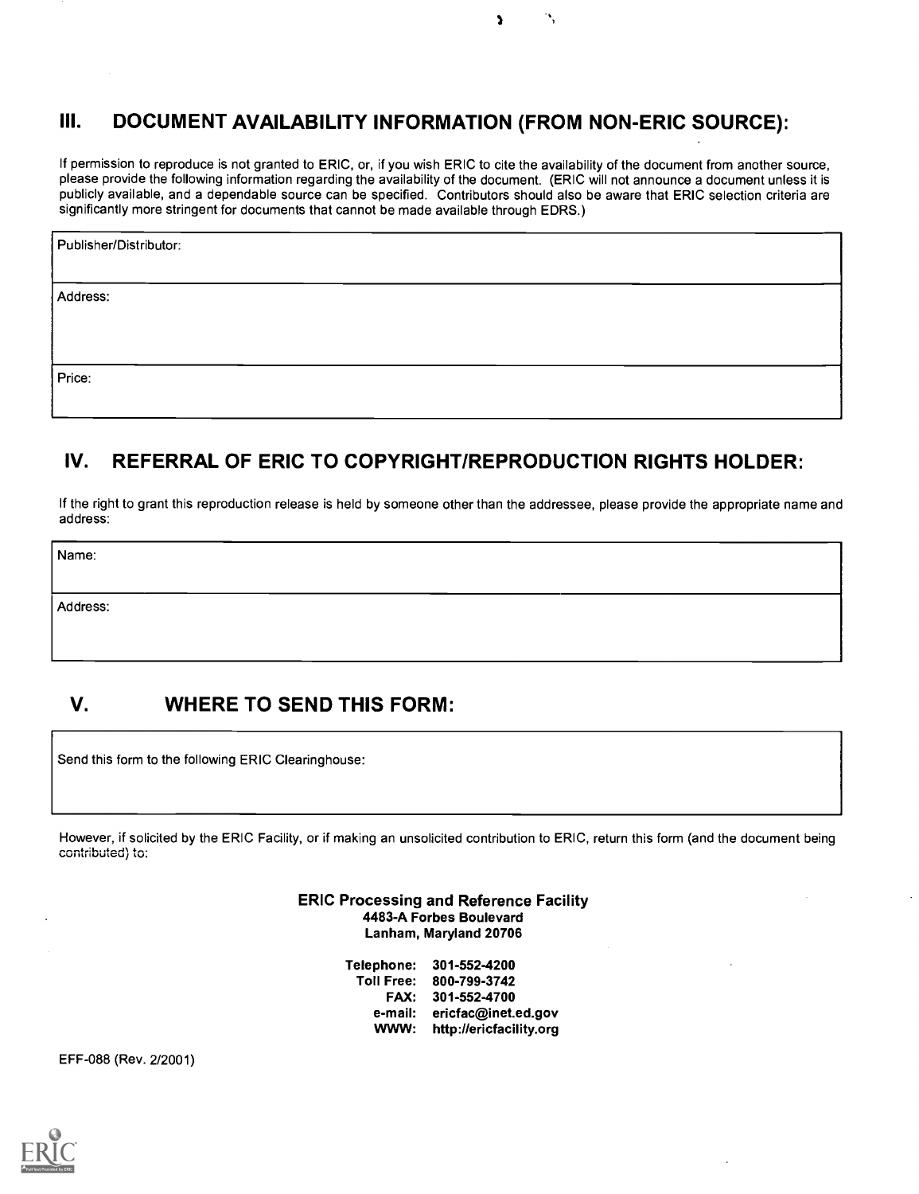## III. DOCUMENT AVAILABILITY INFORMATION (FROM NON-ERIC SOURCE):

If permission to reproduce is not granted to ERIC, or, if you wish ERIC to cite the availability of the document from another source, please provide the following information regarding the availability of the document. (ERIC will not announce a document unless it is publicly available, and a dependable source can be specified. Contributors should also be aware that ERIC selection criteria are significantly more stringent for documents that cannot be made available through EDRS.)

| |
|---|
| Publisher/Distributor: |
| Address: |
| Price: |

## IV. REFERRAL OF ERIC TO COPYRIGHT/REPRODUCTION RIGHTS HOLDER:

If the right to grant this reproduction release is held by someone other than the addressee, please provide the appropriate name and address:

| |
|---|
| Name: |
| Address: |

## V. WHERE TO SEND THIS FORM:

| |
|---|
| Send this form to the following ERIC Clearinghouse: |

However, if solicited by the ERIC Facility, or if making an unsolicited contribution to ERIC, return this form (and the document being contributed) to:

**ERIC Processing and Reference Facility**
**4483-A Forbes Boulevard**
**Lanham, Maryland 20706**

**Telephone:** 301-552-4200
**Toll Free:** 800-799-3742
**FAX:** 301-552-4700
**e-mail:** ericfac@inet.ed.gov
**WWW:** http://ericfacility.org

EFF-088 (Rev. 2/2001)